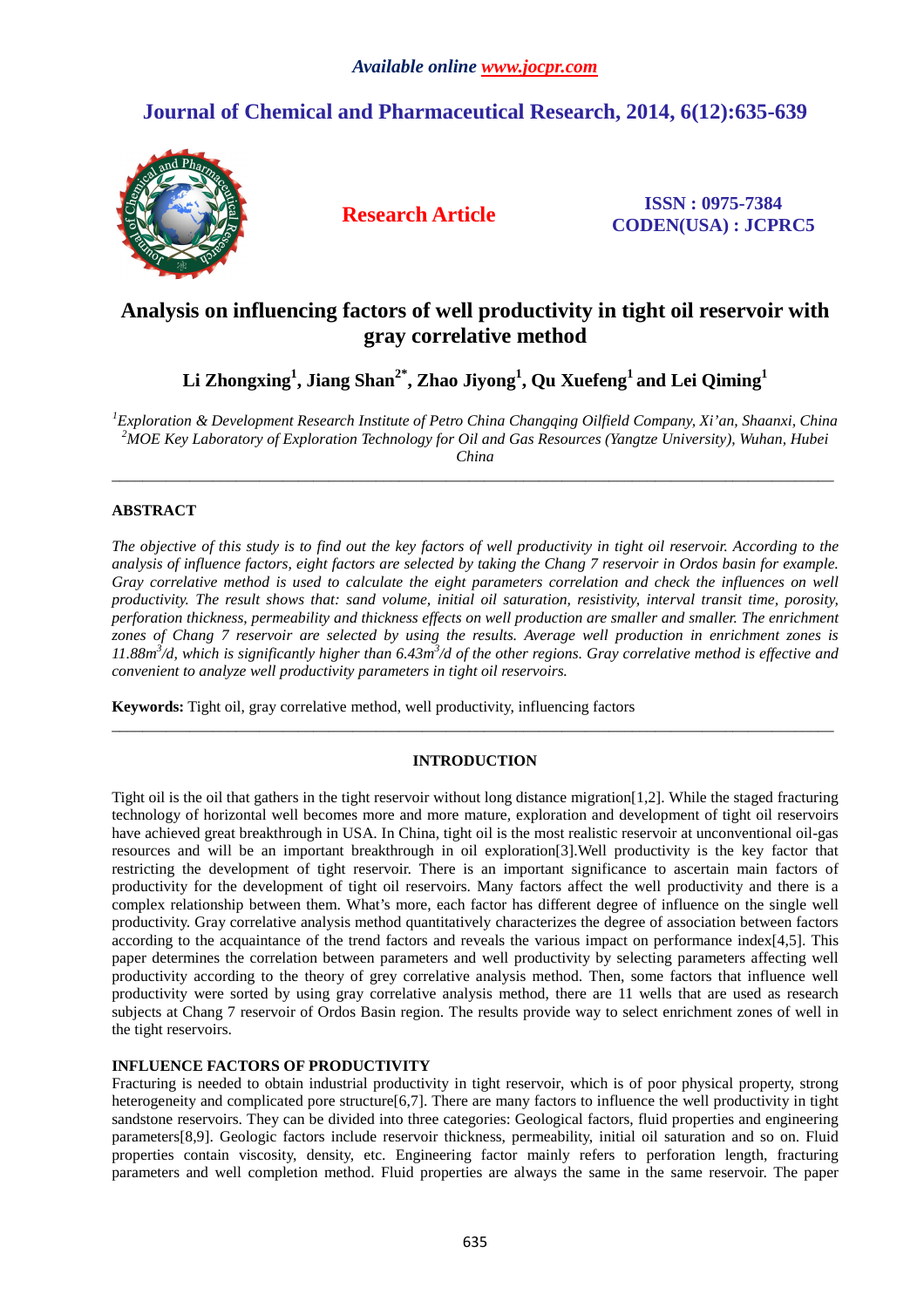*Available online www.jocpr.com*

**Journal of Chemical and Pharmaceutical Research, 2014, 6(12):635-639**

**Research Article**

**ISSN : 0975-7384**
**CODEN(USA) : JCPRC5**

# Analysis on influencing factors of well productivity in tight oil reservoir with gray correlative method

**Li Zhongxing[1], Jiang Shan[2*], Zhao Jiyong[1], Qu Xuefeng[1] and Lei Qiming[1]**

*[1]Exploration & Development Research Institute of Petro China Changqing Oilfield Company, Xi'an, Shaanxi, China*
*[2]MOE Key Laboratory of Exploration Technology for Oil and Gas Resources (Yangtze University), Wuhan, Hubei China*

---

## ABSTRACT

*The objective of this study is to find out the key factors of well productivity in tight oil reservoir. According to the analysis of influence factors, eight factors are selected by taking the Chang 7 reservoir in Ordos basin for example. Gray correlative method is used to calculate the eight parameters correlation and check the influences on well productivity. The result shows that: sand volume, initial oil saturation, resistivity, interval transit time, porosity, perforation thickness, permeability and thickness effects on well production are smaller and smaller. The enrichment zones of Chang 7 reservoir are selected by using the results. Average well production in enrichment zones is 11.88m$^3$/d, which is significantly higher than 6.43m$^3$/d of the other regions. Gray correlative method is effective and convenient to analyze well productivity parameters in tight oil reservoirs.*

**Keywords:** Tight oil, gray correlative method, well productivity, influencing factors

---

## INTRODUCTION

Tight oil is the oil that gathers in the tight reservoir without long distance migration[1,2]. While the staged fracturing technology of horizontal well becomes more and more mature, exploration and development of tight oil reservoirs have achieved great breakthrough in USA. In China, tight oil is the most realistic reservoir at unconventional oil-gas resources and will be an important breakthrough in oil exploration[3].Well productivity is the key factor that restricting the development of tight reservoir. There is an important significance to ascertain main factors of productivity for the development of tight oil reservoirs. Many factors affect the well productivity and there is a complex relationship between them. What's more, each factor has different degree of influence on the single well productivity. Gray correlative analysis method quantitatively characterizes the degree of association between factors according to the acquaintance of the trend factors and reveals the various impact on performance index[4,5]. This paper determines the correlation between parameters and well productivity by selecting parameters affecting well productivity according to the theory of grey correlative analysis method. Then, some factors that influence well productivity were sorted by using gray correlative analysis method, there are 11 wells that are used as research subjects at Chang 7 reservoir of Ordos Basin region. The results provide way to select enrichment zones of well in the tight reservoirs.

## INFLUENCE FACTORS OF PRODUCTIVITY

Fracturing is needed to obtain industrial productivity in tight reservoir, which is of poor physical property, strong heterogeneity and complicated pore structure[6,7]. There are many factors to influence the well productivity in tight sandstone reservoirs. They can be divided into three categories: Geological factors, fluid properties and engineering parameters[8,9]. Geologic factors include reservoir thickness, permeability, initial oil saturation and so on. Fluid properties contain viscosity, density, etc. Engineering factor mainly refers to perforation length, fracturing parameters and well completion method. Fluid properties are always the same in the same reservoir. The paper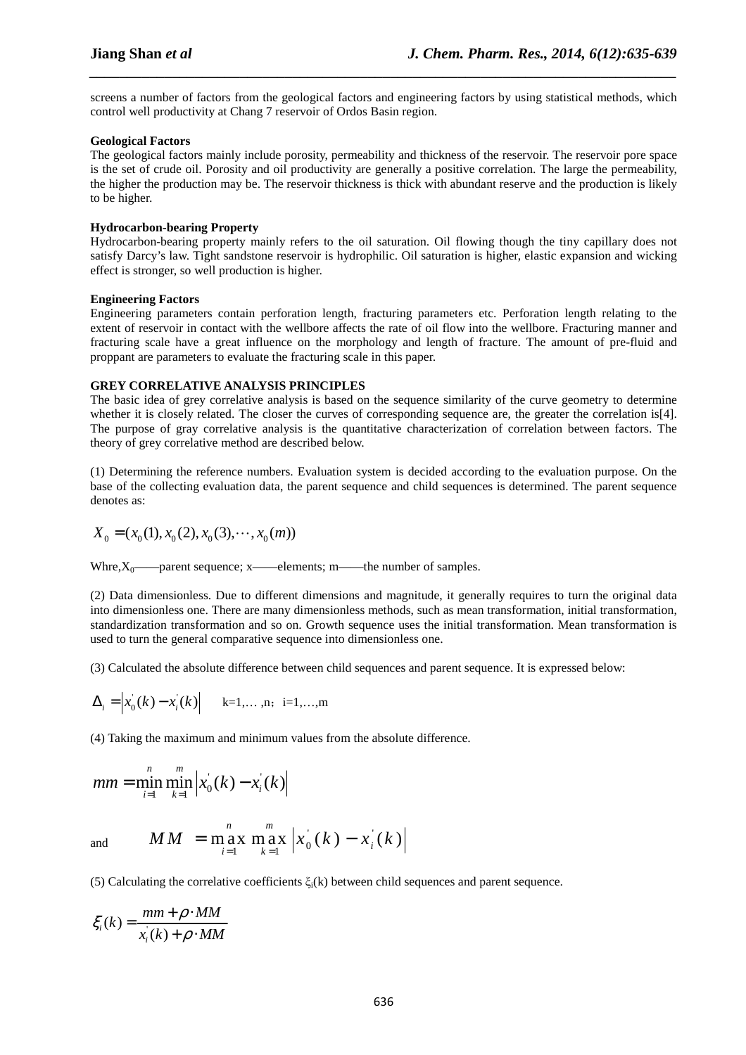screens a number of factors from the geological factors and engineering factors by using statistical methods, which control well productivity at Chang 7 reservoir of Ordos Basin region.

**Geological Factors**

The geological factors mainly include porosity, permeability and thickness of the reservoir. The reservoir pore space is the set of crude oil. Porosity and oil productivity are generally a positive correlation. The large the permeability, the higher the production may be. The reservoir thickness is thick with abundant reserve and the production is likely to be higher.

**Hydrocarbon-bearing Property**

Hydrocarbon-bearing property mainly refers to the oil saturation. Oil flowing though the tiny capillary does not satisfy Darcy's law. Tight sandstone reservoir is hydrophilic. Oil saturation is higher, elastic expansion and wicking effect is stronger, so well production is higher.

**Engineering Factors**

Engineering parameters contain perforation length, fracturing parameters etc. Perforation length relating to the extent of reservoir in contact with the wellbore affects the rate of oil flow into the wellbore. Fracturing manner and fracturing scale have a great influence on the morphology and length of fracture. The amount of pre-fluid and proppant are parameters to evaluate the fracturing scale in this paper.

**GREY CORRELATIVE ANALYSIS PRINCIPLES**

The basic idea of grey correlative analysis is based on the sequence similarity of the curve geometry to determine whether it is closely related. The closer the curves of corresponding sequence are, the greater the correlation is[4]. The purpose of gray correlative analysis is the quantitative characterization of correlation between factors. The theory of grey correlative method are described below.

(1) Determining the reference numbers. Evaluation system is decided according to the evaluation purpose. On the base of the collecting evaluation data, the parent sequence and child sequences is determined. The parent sequence denotes as:

$$X_0 = (x_0(1), x_0(2), x_0(3), \cdots, x_0(m))$$

Whre,$X_0$——parent sequence; x——elements; m——the number of samples.

(2) Data dimensionless. Due to different dimensions and magnitude, it generally requires to turn the original data into dimensionless one. There are many dimensionless methods, such as mean transformation, initial transformation, standardization transformation and so on. Growth sequence uses the initial transformation. Mean transformation is used to turn the general comparative sequence into dimensionless one.

(3) Calculated the absolute difference between child sequences and parent sequence. It is expressed below:

$$\Delta_i = \left| x_0^{'}(k) - x_i^{'}(k) \right| \quad k=1,\dots,n;\ i=1,\dots,m$$

(4) Taking the maximum and minimum values from the absolute difference.

$$mm = \min_{i=1}^{n} \min_{k=1}^{m} \left| x_0^{'}(k) - x_i^{'}(k) \right|$$

and

$$MM = \max_{i=1}^{n} \max_{k=1}^{m} \left| x_0^{'}(k) - x_i^{'}(k) \right|$$

(5) Calculating the correlative coefficients $\xi_i(k)$ between child sequences and parent sequence.

$$\xi_i(k) = \frac{mm + \rho \cdot MM}{x_i^{'}(k) + \rho \cdot MM}$$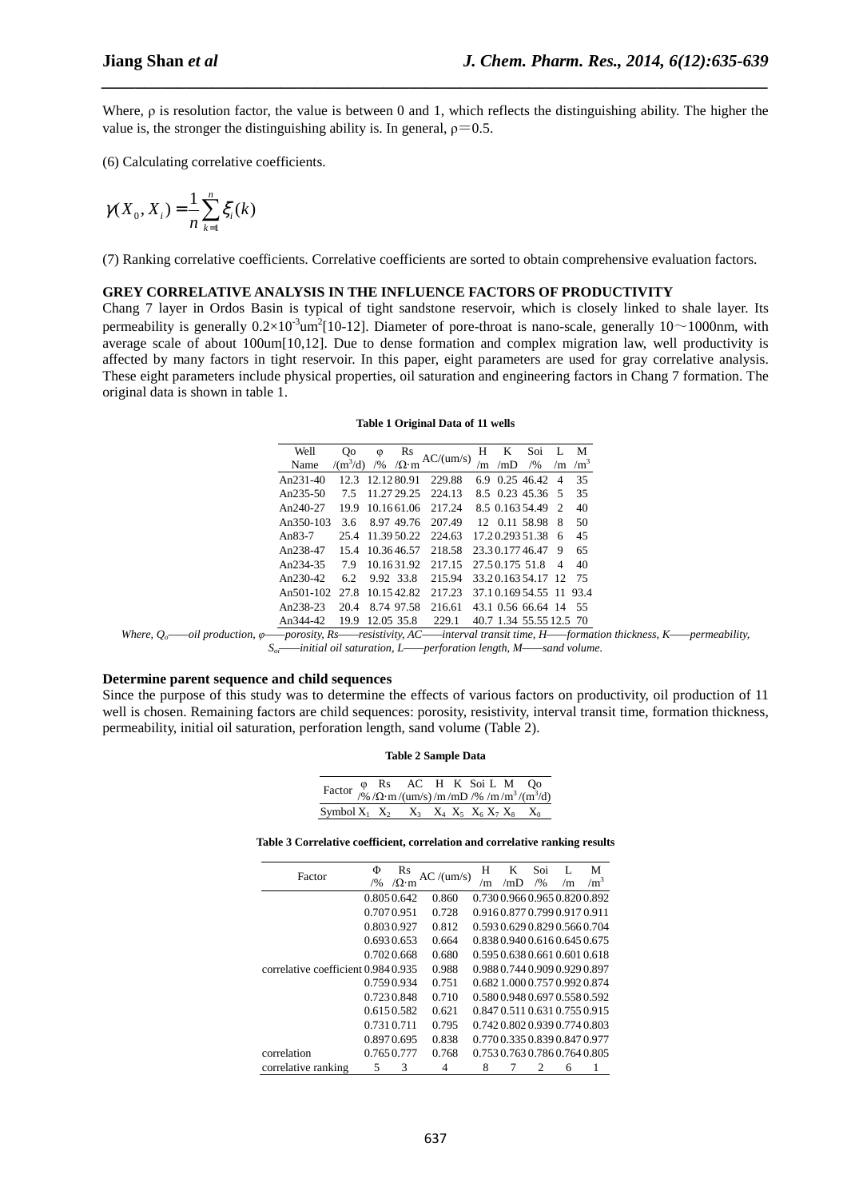Where, ρ is resolution factor, the value is between 0 and 1, which reflects the distinguishing ability. The higher the value is, the stronger the distinguishing ability is. In general, ρ＝0.5.

(6) Calculating correlative coefficients.

$$\gamma(X_0, X_i) = \frac{1}{n}\sum_{k=1}^{n}\xi_i(k)$$

(7) Ranking correlative coefficients. Correlative coefficients are sorted to obtain comprehensive evaluation factors.

## GREY CORRELATIVE ANALYSIS IN THE INFLUENCE FACTORS OF PRODUCTIVITY

Chang 7 layer in Ordos Basin is typical of tight sandstone reservoir, which is closely linked to shale layer. Its permeability is generally $0.2\times10^{-3}$um$^2$[10-12]. Diameter of pore-throat is nano-scale, generally 10～1000nm, with average scale of about 100um[10,12]. Due to dense formation and complex migration law, well productivity is affected by many factors in tight reservoir. In this paper, eight parameters are used for gray correlative analysis. These eight parameters include physical properties, oil saturation and engineering factors in Chang 7 formation. The original data is shown in table 1.

**Table 1 Original Data of 11 wells**

| Well Name | Qo /(m$^3$/d) | φ /% | Rs /Ω·m | AC/(um/s) | H /m | K /mD | Soi /% | L /m | M /m$^3$ |
|---|---|---|---|---|---|---|---|---|---|
| An231-40 | 12.3 | 12.12 | 80.91 | 229.88 | 6.9 | 0.25 | 46.42 | 4 | 35 |
| An235-50 | 7.5 | 11.27 | 29.25 | 224.13 | 8.5 | 0.23 | 45.36 | 5 | 35 |
| An240-27 | 19.9 | 10.16 | 61.06 | 217.24 | 8.5 | 0.163 | 54.49 | 2 | 40 |
| An350-103 | 3.6 | 8.97 | 49.76 | 207.49 | 12 | 0.11 | 58.98 | 8 | 50 |
| An83-7 | 25.4 | 11.39 | 50.22 | 224.63 | 17.2 | 0.293 | 51.38 | 6 | 45 |
| An238-47 | 15.4 | 10.36 | 46.57 | 218.58 | 23.3 | 0.177 | 46.47 | 9 | 65 |
| An234-35 | 7.9 | 10.16 | 31.92 | 217.15 | 27.5 | 0.175 | 51.8 | 4 | 40 |
| An230-42 | 6.2 | 9.92 | 33.8 | 215.94 | 33.2 | 0.163 | 54.17 | 12 | 75 |
| An501-102 | 27.8 | 10.15 | 42.82 | 217.23 | 37.1 | 0.169 | 54.55 | 11 | 93.4 |
| An238-23 | 20.4 | 8.74 | 97.58 | 216.61 | 43.1 | 0.56 | 66.64 | 14 | 55 |
| An344-42 | 19.9 | 12.05 | 35.8 | 229.1 | 40.7 | 1.34 | 55.55 | 12.5 | 70 |

*Where, $Q_o$——oil production, φ——porosity, Rs——resistivity, AC——interval transit time, H——formation thickness, K——permeability, $S_{oi}$——initial oil saturation, L——perforation length, M——sand volume.*

### Determine parent sequence and child sequences

Since the purpose of this study was to determine the effects of various factors on productivity, oil production of 11 well is chosen. Remaining factors are child sequences: porosity, resistivity, interval transit time, formation thickness, permeability, initial oil saturation, perforation length, sand volume (Table 2).

**Table 2 Sample Data**

| Factor | φ /% | Rs /Ω·m | AC /(um/s) | H /m | K /mD | Soi /% | L /m | M /m$^3$ | Qo /(m$^3$/d) |
|---|---|---|---|---|---|---|---|---|---|
| Symbol | $X_1$ | $X_2$ | $X_3$ | $X_4$ | $X_5$ | $X_6$ | $X_7$ | $X_8$ | $X_0$ |

**Table 3 Correlative coefficient, correlation and correlative ranking results**

| Factor | Φ /% | Rs /Ω·m | AC /(um/s) | H /m | K /mD | Soi /% | L /m | M /m$^3$ |
|---|---|---|---|---|---|---|---|---|
| | 0.805 | 0.642 | 0.860 | 0.730 | 0.966 | 0.965 | 0.820 | 0.892 |
| | 0.707 | 0.951 | 0.728 | 0.916 | 0.877 | 0.799 | 0.917 | 0.911 |
| | 0.803 | 0.927 | 0.812 | 0.593 | 0.629 | 0.829 | 0.566 | 0.704 |
| | 0.693 | 0.653 | 0.664 | 0.838 | 0.940 | 0.616 | 0.645 | 0.675 |
| | 0.702 | 0.668 | 0.680 | 0.595 | 0.638 | 0.661 | 0.601 | 0.618 |
| correlative coefficient | 0.984 | 0.935 | 0.988 | 0.988 | 0.744 | 0.909 | 0.929 | 0.897 |
| | 0.759 | 0.934 | 0.751 | 0.682 | 1.000 | 0.757 | 0.992 | 0.874 |
| | 0.723 | 0.848 | 0.710 | 0.580 | 0.948 | 0.697 | 0.558 | 0.592 |
| | 0.615 | 0.582 | 0.621 | 0.847 | 0.511 | 0.631 | 0.755 | 0.915 |
| | 0.731 | 0.711 | 0.795 | 0.742 | 0.802 | 0.939 | 0.774 | 0.803 |
| | 0.897 | 0.695 | 0.838 | 0.770 | 0.335 | 0.839 | 0.847 | 0.977 |
| correlation | 0.765 | 0.777 | 0.768 | 0.753 | 0.763 | 0.786 | 0.764 | 0.805 |
| correlative ranking | 5 | 3 | 4 | 8 | 7 | 2 | 6 | 1 |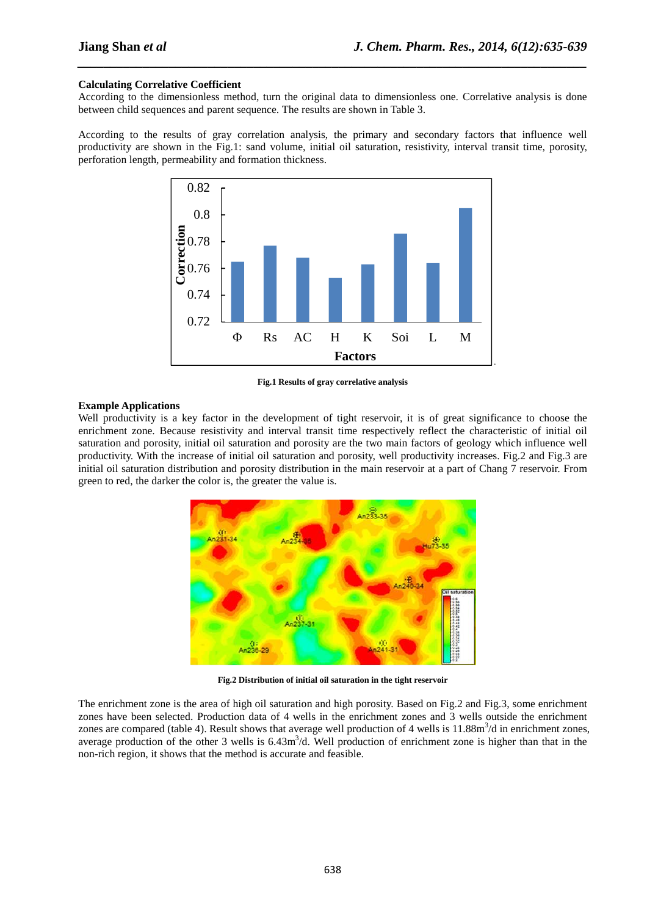### Calculating Correlative Coefficient

According to the dimensionless method, turn the original data to dimensionless one. Correlative analysis is done between child sequences and parent sequence. The results are shown in Table 3.

According to the results of gray correlation analysis, the primary and secondary factors that influence well productivity are shown in the Fig.1: sand volume, initial oil saturation, resistivity, interval transit time, porosity, perforation length, permeability and formation thickness.

**Fig.1 Results of gray correlative analysis**

### Example Applications

Well productivity is a key factor in the development of tight reservoir, it is of great significance to choose the enrichment zone. Because resistivity and interval transit time respectively reflect the characteristic of initial oil saturation and porosity, initial oil saturation and porosity are the two main factors of geology which influence well productivity. With the increase of initial oil saturation and porosity, well productivity increases. Fig.2 and Fig.3 are initial oil saturation distribution and porosity distribution in the main reservoir at a part of Chang 7 reservoir. From green to red, the darker the color is, the greater the value is.

**Fig.2 Distribution of initial oil saturation in the tight reservoir**

The enrichment zone is the area of high oil saturation and high porosity. Based on Fig.2 and Fig.3, some enrichment zones have been selected. Production data of 4 wells in the enrichment zones and 3 wells outside the enrichment zones are compared (table 4). Result shows that average well production of 4 wells is 11.88$m^3$/d in enrichment zones, average production of the other 3 wells is 6.43$m^3$/d. Well production of enrichment zone is higher than that in the non-rich region, it shows that the method is accurate and feasible.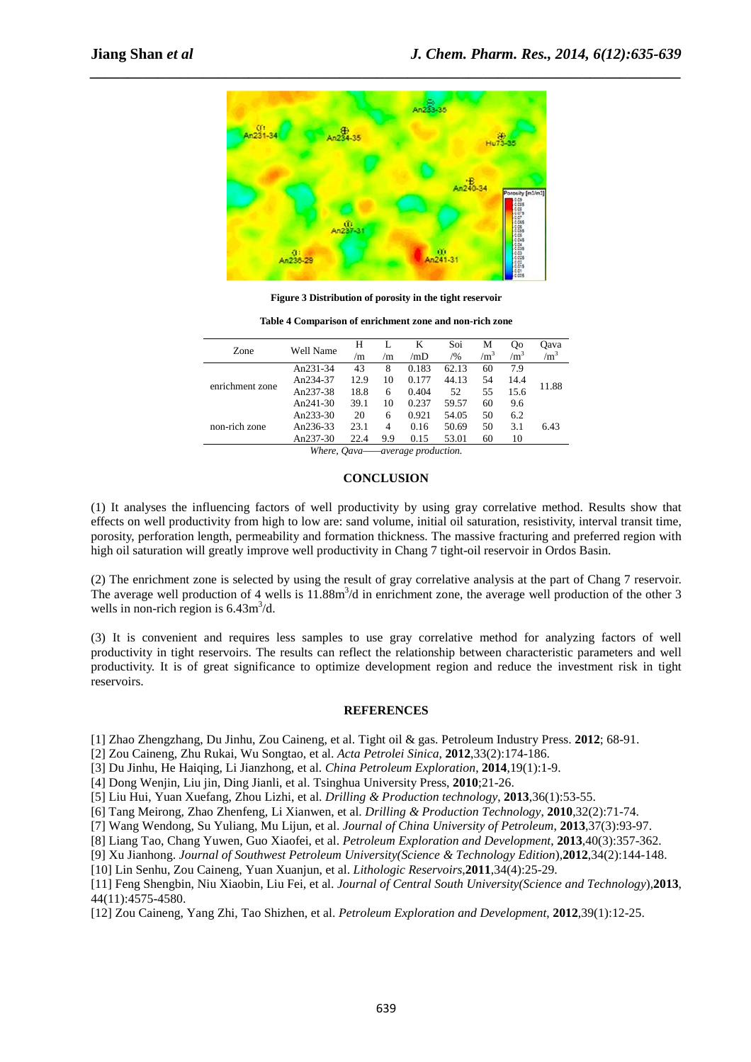An233-35
An231-34
An234-35
Hu73-35
An240-34
An237-31
An236-29
An241-31
Porosity [m3/m3]

**Figure 3 Distribution of porosity in the tight reservoir**

**Table 4 Comparison of enrichment zone and non-rich zone**

| Zone | Well Name | H /m | L /m | K /mD | Soi /% | M /m$^3$ | Qo /m$^3$ | Qava /m$^3$ |
|---|---|---|---|---|---|---|---|---|
| enrichment zone | An231-34 | 43 | 8 | 0.183 | 62.13 | 60 | 7.9 | 11.88 |
| | An234-37 | 12.9 | 10 | 0.177 | 44.13 | 54 | 14.4 | |
| | An237-38 | 18.8 | 6 | 0.404 | 52 | 55 | 15.6 | |
| | An241-30 | 39.1 | 10 | 0.237 | 59.57 | 60 | 9.6 | |
| non-rich zone | An233-30 | 20 | 6 | 0.921 | 54.05 | 50 | 6.2 | 6.43 |
| | An236-33 | 23.1 | 4 | 0.16 | 50.69 | 50 | 3.1 | |
| | An237-30 | 22.4 | 9.9 | 0.15 | 53.01 | 60 | 10 | |

*Where, Qava——average production.*

## CONCLUSION

(1) It analyses the influencing factors of well productivity by using gray correlative method. Results show that effects on well productivity from high to low are: sand volume, initial oil saturation, resistivity, interval transit time, porosity, perforation length, permeability and formation thickness. The massive fracturing and preferred region with high oil saturation will greatly improve well productivity in Chang 7 tight-oil reservoir in Ordos Basin.

(2) The enrichment zone is selected by using the result of gray correlative analysis at the part of Chang 7 reservoir. The average well production of 4 wells is 11.88m$^3$/d in enrichment zone, the average well production of the other 3 wells in non-rich region is 6.43m$^3$/d.

(3) It is convenient and requires less samples to use gray correlative method for analyzing factors of well productivity in tight reservoirs. The results can reflect the relationship between characteristic parameters and well productivity. It is of great significance to optimize development region and reduce the investment risk in tight reservoirs.

## REFERENCES

[1] Zhao Zhengzhang, Du Jinhu, Zou Caineng, et al. Tight oil & gas. Petroleum Industry Press. **2012**; 68-91.
[2] Zou Caineng, Zhu Rukai, Wu Songtao, et al. *Acta Petrolei Sinica*, **2012**,33(2):174-186.
[3] Du Jinhu, He Haiqing, Li Jianzhong, et al. *China Petroleum Exploration*, **2014**,19(1):1-9.
[4] Dong Wenjin, Liu jin, Ding Jianli, et al. Tsinghua University Press, **2010**;21-26.
[5] Liu Hui, Yuan Xuefang, Zhou Lizhi, et al. *Drilling & Production technology*, **2013**,36(1):53-55.
[6] Tang Meirong, Zhao Zhenfeng, Li Xianwen, et al. *Drilling & Production Technology*, **2010**,32(2):71-74.
[7] Wang Wendong, Su Yuliang, Mu Lijun, et al. *Journal of China University of Petroleum*, **2013**,37(3):93-97.
[8] Liang Tao, Chang Yuwen, Guo Xiaofei, et al. *Petroleum Exploration and Development*, **2013**,40(3):357-362.
[9] Xu Jianhong. *Journal of Southwest Petroleum University(Science & Technology Edition)*,**2012**,34(2):144-148.
[10] Lin Senhu, Zou Caineng, Yuan Xuanjun, et al. *Lithologic Reservoirs*,**2011**,34(4):25-29.
[11] Feng Shengbin, Niu Xiaobin, Liu Fei, et al. *Journal of Central South University(Science and Technology)*,**2013**, 44(11):4575-4580.
[12] Zou Caineng, Yang Zhi, Tao Shizhen, et al. *Petroleum Exploration and Development*, **2012**,39(1):12-25.